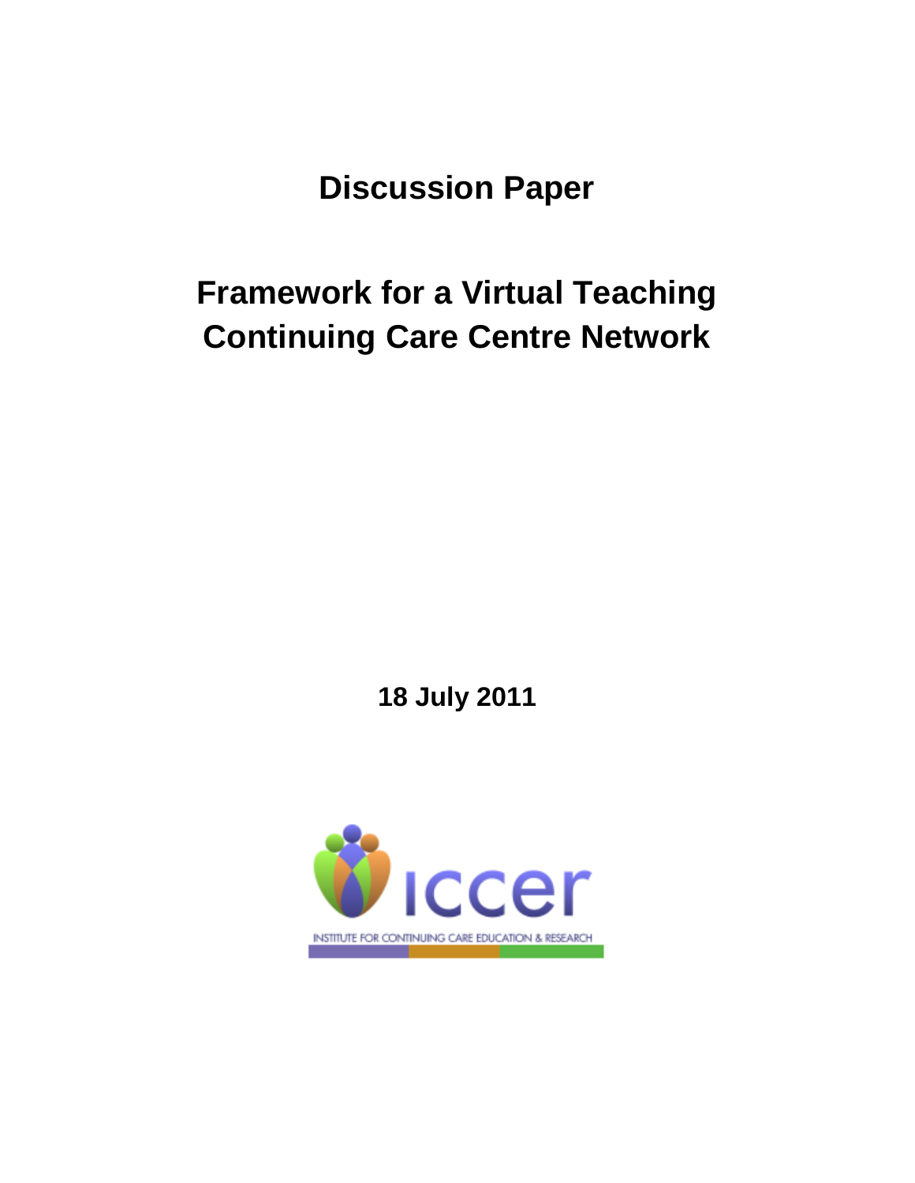# Discussion Paper

# Framework for a Virtual Teaching Continuing Care Centre Network

**18 July 2011**

iccer

INSTITUTE FOR CONTINUING CARE EDUCATION & RESEARCH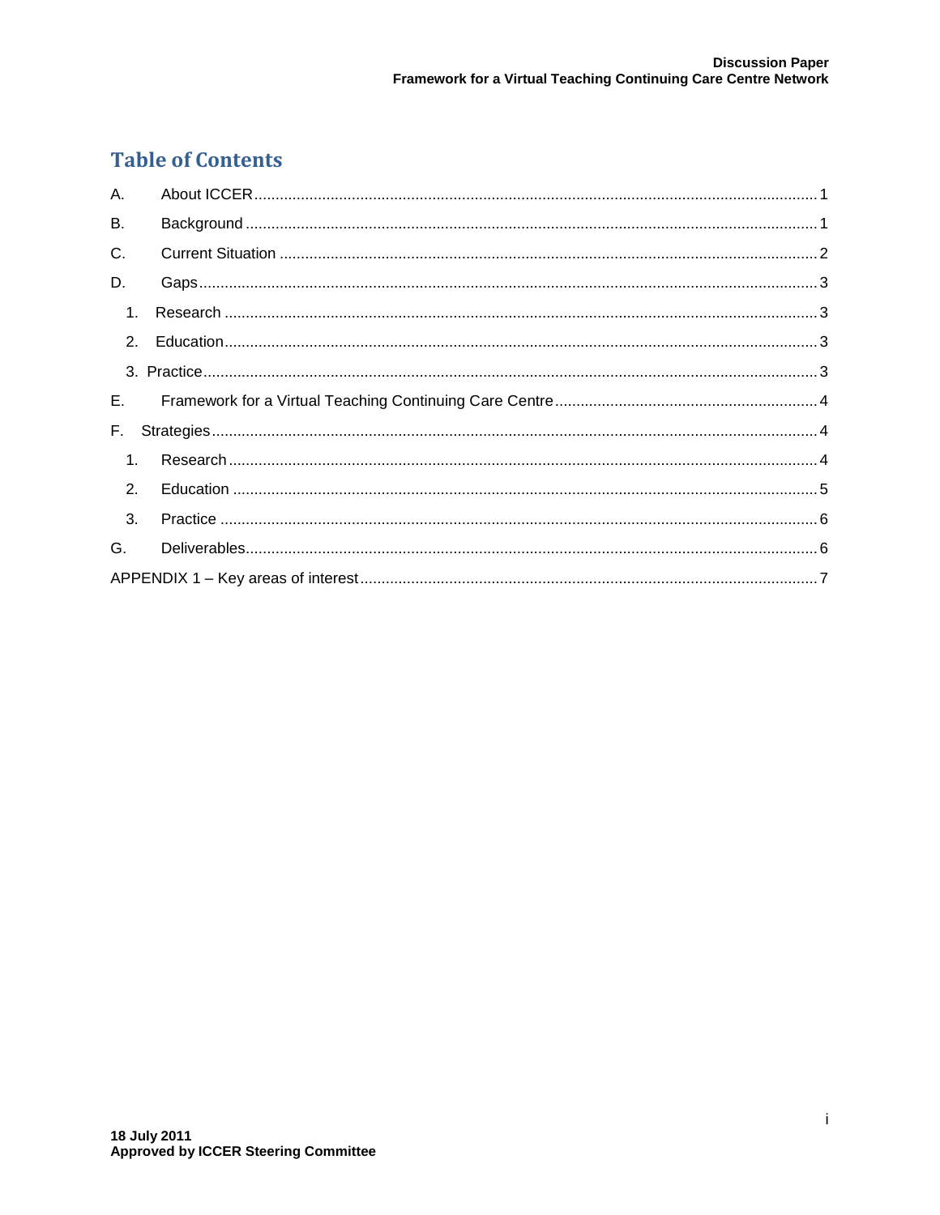# Table of Contents

A. About ICCER ..... 1

B. Background ..... 1

C. Current Situation ..... 2

D. Gaps ..... 3

1. Research ..... 3
2. Education ..... 3
3. Practice ..... 3

E. Framework for a Virtual Teaching Continuing Care Centre ..... 4

F. Strategies ..... 4

1. Research ..... 4
2. Education ..... 5
3. Practice ..... 6

G. Deliverables ..... 6

APPENDIX 1 – Key areas of interest ..... 7

**18 July 2011**
**Approved by ICCER Steering Committee**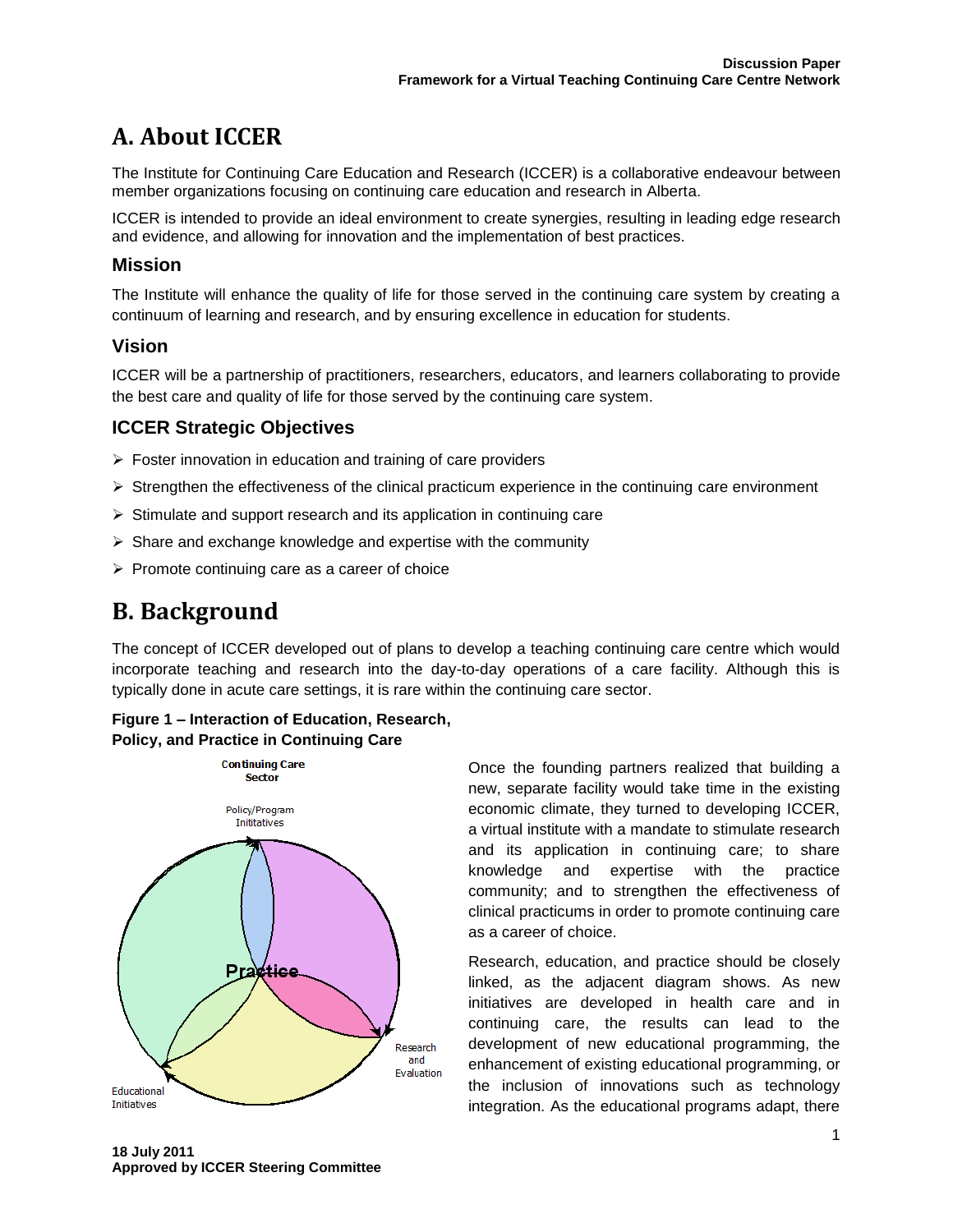# A. About ICCER

The Institute for Continuing Care Education and Research (ICCER) is a collaborative endeavour between member organizations focusing on continuing care education and research in Alberta.

ICCER is intended to provide an ideal environment to create synergies, resulting in leading edge research and evidence, and allowing for innovation and the implementation of best practices.

### Mission

The Institute will enhance the quality of life for those served in the continuing care system by creating a continuum of learning and research, and by ensuring excellence in education for students.

### Vision

ICCER will be a partnership of practitioners, researchers, educators, and learners collaborating to provide the best care and quality of life for those served by the continuing care system.

### ICCER Strategic Objectives

- Foster innovation in education and training of care providers
- Strengthen the effectiveness of the clinical practicum experience in the continuing care environment
- Stimulate and support research and its application in continuing care
- Share and exchange knowledge and expertise with the community
- Promote continuing care as a career of choice

# B. Background

The concept of ICCER developed out of plans to develop a teaching continuing care centre which would incorporate teaching and research into the day-to-day operations of a care facility. Although this is typically done in acute care settings, it is rare within the continuing care sector.

**Figure 1 – Interaction of Education, Research, Policy, and Practice in Continuing Care**

Continuing Care Sector

Policy/Program Inititatives

Practice

Research and Evaluation

Educational Initiatives

Once the founding partners realized that building a new, separate facility would take time in the existing economic climate, they turned to developing ICCER, a virtual institute with a mandate to stimulate research and its application in continuing care; to share knowledge and expertise with the practice community; and to strengthen the effectiveness of clinical practicums in order to promote continuing care as a career of choice.

Research, education, and practice should be closely linked, as the adjacent diagram shows. As new initiatives are developed in health care and in continuing care, the results can lead to the development of new educational programming, the enhancement of existing educational programming, or the inclusion of innovations such as technology integration. As the educational programs adapt, there

**18 July 2011**
**Approved by ICCER Steering Committee**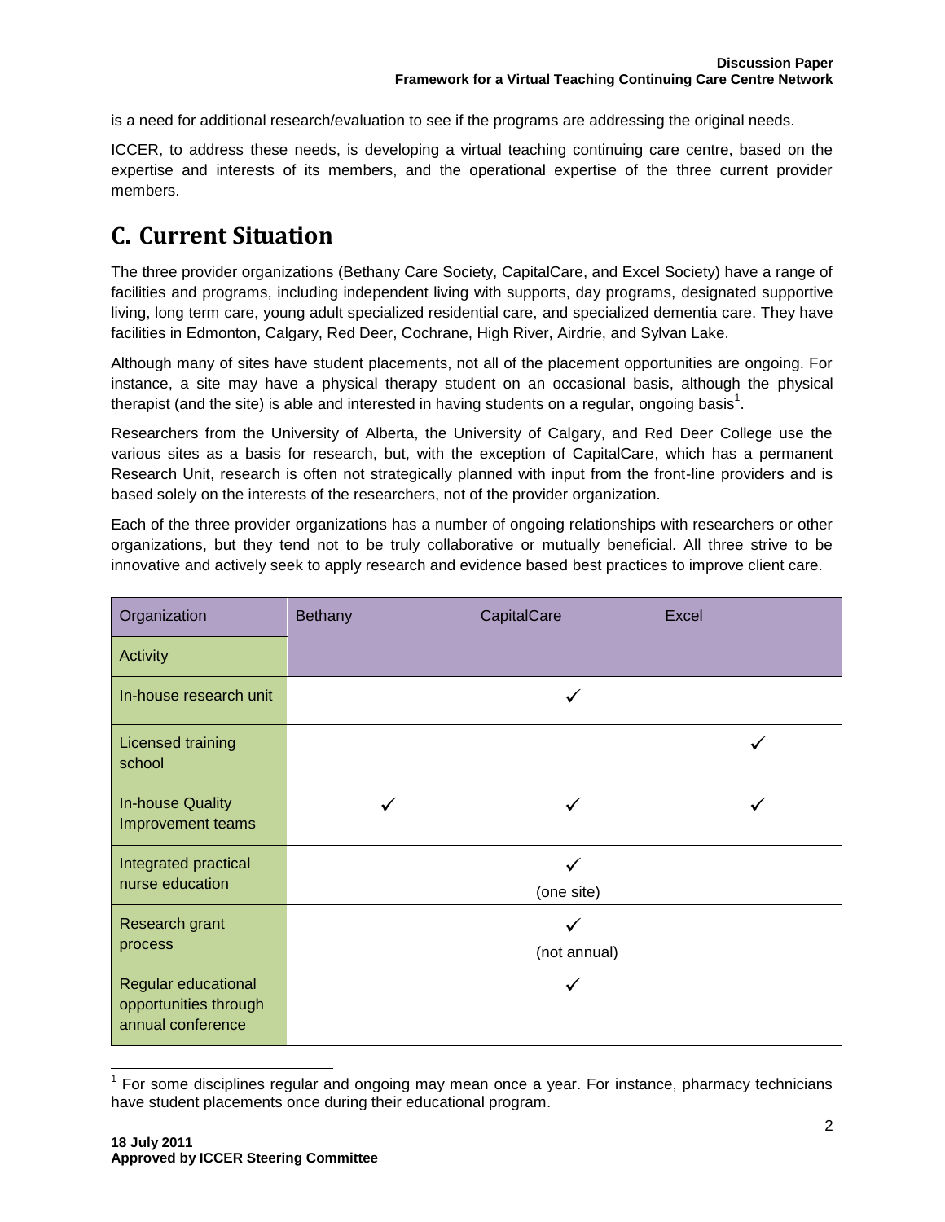is a need for additional research/evaluation to see if the programs are addressing the original needs.

ICCER, to address these needs, is developing a virtual teaching continuing care centre, based on the expertise and interests of its members, and the operational expertise of the three current provider members.

## C. Current Situation

The three provider organizations (Bethany Care Society, CapitalCare, and Excel Society) have a range of facilities and programs, including independent living with supports, day programs, designated supportive living, long term care, young adult specialized residential care, and specialized dementia care. They have facilities in Edmonton, Calgary, Red Deer, Cochrane, High River, Airdrie, and Sylvan Lake.

Although many of sites have student placements, not all of the placement opportunities are ongoing. For instance, a site may have a physical therapy student on an occasional basis, although the physical therapist (and the site) is able and interested in having students on a regular, ongoing basis[1].

Researchers from the University of Alberta, the University of Calgary, and Red Deer College use the various sites as a basis for research, but, with the exception of CapitalCare, which has a permanent Research Unit, research is often not strategically planned with input from the front-line providers and is based solely on the interests of the researchers, not of the provider organization.

Each of the three provider organizations has a number of ongoing relationships with researchers or other organizations, but they tend not to be truly collaborative or mutually beneficial. All three strive to be innovative and actively seek to apply research and evidence based best practices to improve client care.

| Organization | Bethany | CapitalCare | Excel |
|---|---|---|---|
| Activity | | | |
| In-house research unit | | ✓ | |
| Licensed training school | | | ✓ |
| In-house Quality Improvement teams | ✓ | ✓ | ✓ |
| Integrated practical nurse education | | ✓ (one site) | |
| Research grant process | | ✓ (not annual) | |
| Regular educational opportunities through annual conference | | ✓ | |

[1] For some disciplines regular and ongoing may mean once a year. For instance, pharmacy technicians have student placements once during their educational program.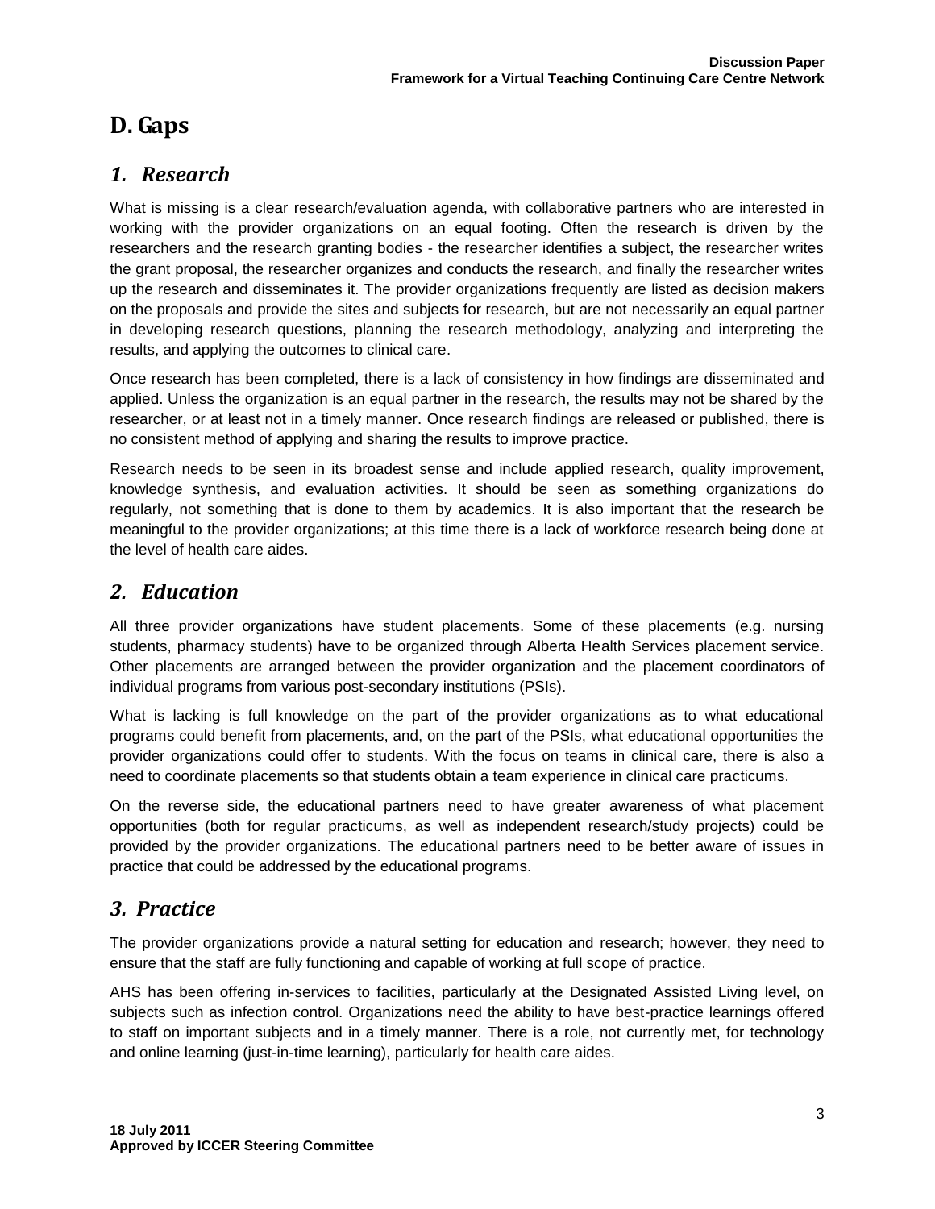# D. Gaps

## *1. Research*

What is missing is a clear research/evaluation agenda, with collaborative partners who are interested in working with the provider organizations on an equal footing. Often the research is driven by the researchers and the research granting bodies - the researcher identifies a subject, the researcher writes the grant proposal, the researcher organizes and conducts the research, and finally the researcher writes up the research and disseminates it. The provider organizations frequently are listed as decision makers on the proposals and provide the sites and subjects for research, but are not necessarily an equal partner in developing research questions, planning the research methodology, analyzing and interpreting the results, and applying the outcomes to clinical care.

Once research has been completed, there is a lack of consistency in how findings are disseminated and applied. Unless the organization is an equal partner in the research, the results may not be shared by the researcher, or at least not in a timely manner. Once research findings are released or published, there is no consistent method of applying and sharing the results to improve practice.

Research needs to be seen in its broadest sense and include applied research, quality improvement, knowledge synthesis, and evaluation activities. It should be seen as something organizations do regularly, not something that is done to them by academics. It is also important that the research be meaningful to the provider organizations; at this time there is a lack of workforce research being done at the level of health care aides.

## *2. Education*

All three provider organizations have student placements. Some of these placements (e.g. nursing students, pharmacy students) have to be organized through Alberta Health Services placement service. Other placements are arranged between the provider organization and the placement coordinators of individual programs from various post-secondary institutions (PSIs).

What is lacking is full knowledge on the part of the provider organizations as to what educational programs could benefit from placements, and, on the part of the PSIs, what educational opportunities the provider organizations could offer to students. With the focus on teams in clinical care, there is also a need to coordinate placements so that students obtain a team experience in clinical care practicums.

On the reverse side, the educational partners need to have greater awareness of what placement opportunities (both for regular practicums, as well as independent research/study projects) could be provided by the provider organizations. The educational partners need to be better aware of issues in practice that could be addressed by the educational programs.

## *3. Practice*

The provider organizations provide a natural setting for education and research; however, they need to ensure that the staff are fully functioning and capable of working at full scope of practice.

AHS has been offering in-services to facilities, particularly at the Designated Assisted Living level, on subjects such as infection control. Organizations need the ability to have best-practice learnings offered to staff on important subjects and in a timely manner. There is a role, not currently met, for technology and online learning (just-in-time learning), particularly for health care aides.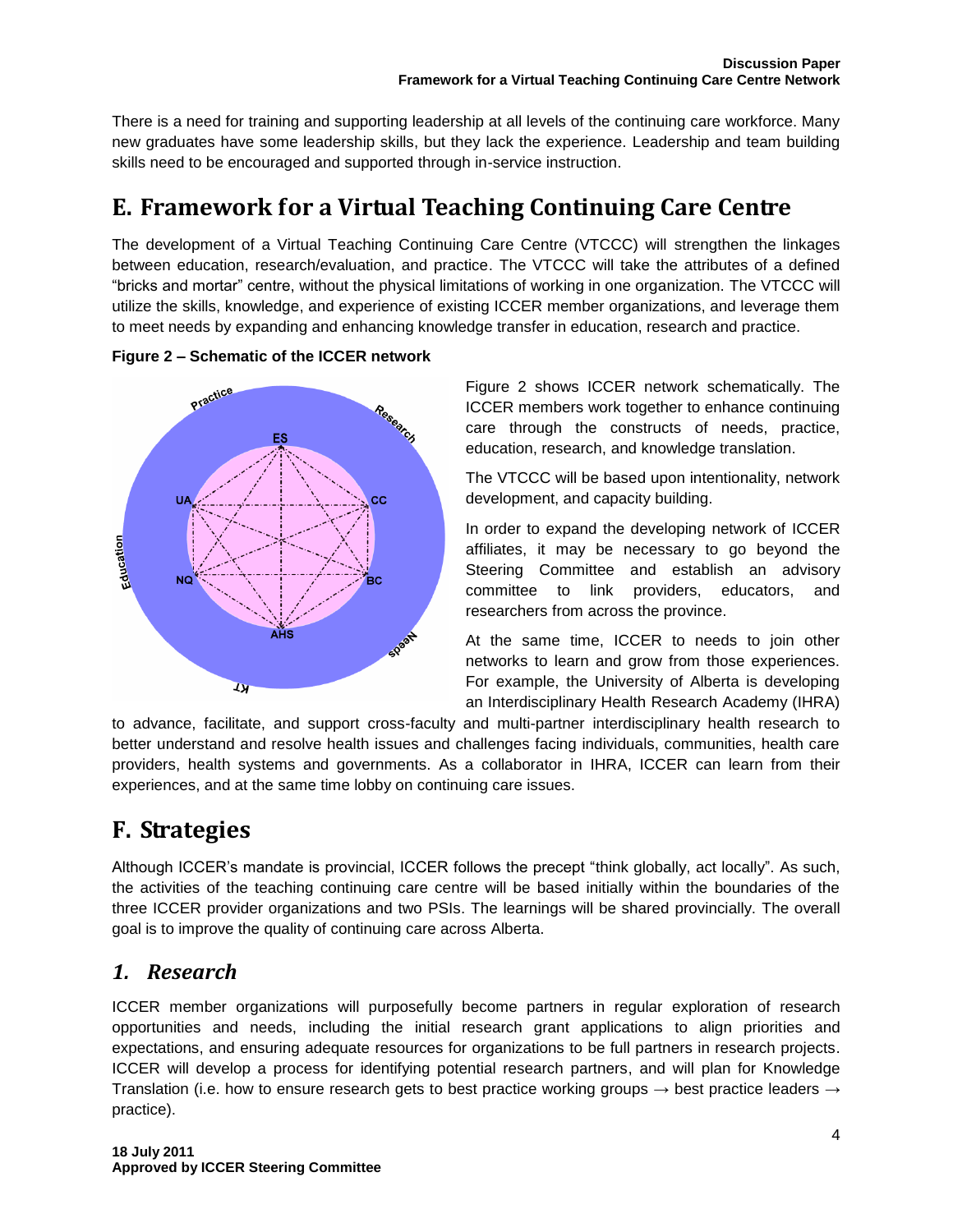There is a need for training and supporting leadership at all levels of the continuing care workforce. Many new graduates have some leadership skills, but they lack the experience. Leadership and team building skills need to be encouraged and supported through in-service instruction.

# E. Framework for a Virtual Teaching Continuing Care Centre

The development of a Virtual Teaching Continuing Care Centre (VTCCC) will strengthen the linkages between education, research/evaluation, and practice. The VTCCC will take the attributes of a defined "bricks and mortar" centre, without the physical limitations of working in one organization. The VTCCC will utilize the skills, knowledge, and experience of existing ICCER member organizations, and leverage them to meet needs by expanding and enhancing knowledge transfer in education, research and practice.

**Figure 2 – Schematic of the ICCER network**

Figure 2 shows ICCER network schematically. The ICCER members work together to enhance continuing care through the constructs of needs, practice, education, research, and knowledge translation.

The VTCCC will be based upon intentionality, network development, and capacity building.

In order to expand the developing network of ICCER affiliates, it may be necessary to go beyond the Steering Committee and establish an advisory committee to link providers, educators, and researchers from across the province.

At the same time, ICCER to needs to join other networks to learn and grow from those experiences. For example, the University of Alberta is developing an Interdisciplinary Health Research Academy (IHRA) to advance, facilitate, and support cross-faculty and multi-partner interdisciplinary health research to better understand and resolve health issues and challenges facing individuals, communities, health care providers, health systems and governments. As a collaborator in IHRA, ICCER can learn from their experiences, and at the same time lobby on continuing care issues.

# F. Strategies

Although ICCER's mandate is provincial, ICCER follows the precept "think globally, act locally". As such, the activities of the teaching continuing care centre will be based initially within the boundaries of the three ICCER provider organizations and two PSIs. The learnings will be shared provincially. The overall goal is to improve the quality of continuing care across Alberta.

## *1. Research*

ICCER member organizations will purposefully become partners in regular exploration of research opportunities and needs, including the initial research grant applications to align priorities and expectations, and ensuring adequate resources for organizations to be full partners in research projects. ICCER will develop a process for identifying potential research partners, and will plan for Knowledge Translation (i.e. how to ensure research gets to best practice working groups → best practice leaders → practice).

**18 July 2011**
**Approved by ICCER Steering Committee**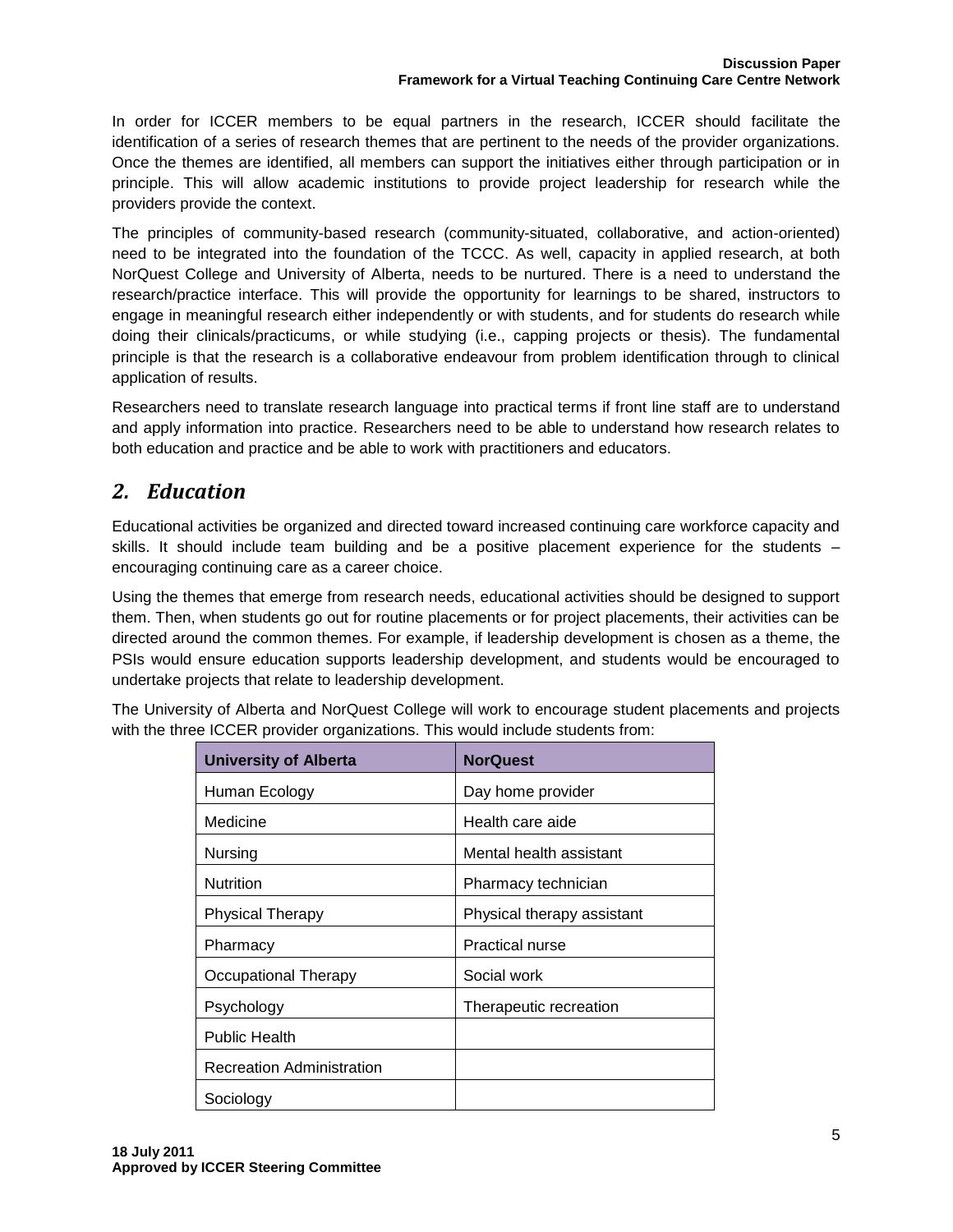In order for ICCER members to be equal partners in the research, ICCER should facilitate the identification of a series of research themes that are pertinent to the needs of the provider organizations. Once the themes are identified, all members can support the initiatives either through participation or in principle. This will allow academic institutions to provide project leadership for research while the providers provide the context.

The principles of community-based research (community-situated, collaborative, and action-oriented) need to be integrated into the foundation of the TCCC. As well, capacity in applied research, at both NorQuest College and University of Alberta, needs to be nurtured. There is a need to understand the research/practice interface. This will provide the opportunity for learnings to be shared, instructors to engage in meaningful research either independently or with students, and for students do research while doing their clinicals/practicums, or while studying (i.e., capping projects or thesis). The fundamental principle is that the research is a collaborative endeavour from problem identification through to clinical application of results.

Researchers need to translate research language into practical terms if front line staff are to understand and apply information into practice. Researchers need to be able to understand how research relates to both education and practice and be able to work with practitioners and educators.

## *2. Education*

Educational activities be organized and directed toward increased continuing care workforce capacity and skills. It should include team building and be a positive placement experience for the students – encouraging continuing care as a career choice.

Using the themes that emerge from research needs, educational activities should be designed to support them. Then, when students go out for routine placements or for project placements, their activities can be directed around the common themes. For example, if leadership development is chosen as a theme, the PSIs would ensure education supports leadership development, and students would be encouraged to undertake projects that relate to leadership development.

The University of Alberta and NorQuest College will work to encourage student placements and projects with the three ICCER provider organizations. This would include students from:

| University of Alberta | NorQuest |
|---|---|
| Human Ecology | Day home provider |
| Medicine | Health care aide |
| Nursing | Mental health assistant |
| Nutrition | Pharmacy technician |
| Physical Therapy | Physical therapy assistant |
| Pharmacy | Practical nurse |
| Occupational Therapy | Social work |
| Psychology | Therapeutic recreation |
| Public Health | |
| Recreation Administration | |
| Sociology | |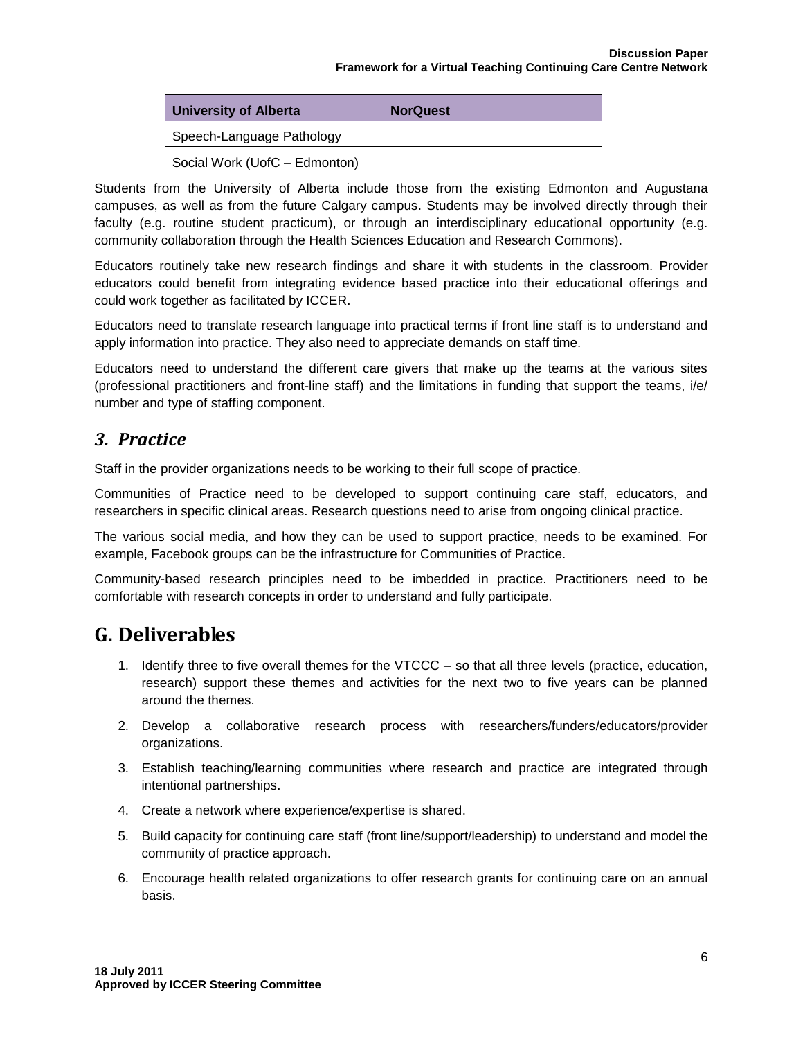| University of Alberta | NorQuest |
|---|---|
| Speech-Language Pathology | |
| Social Work (UofC – Edmonton) | |

Students from the University of Alberta include those from the existing Edmonton and Augustana campuses, as well as from the future Calgary campus. Students may be involved directly through their faculty (e.g. routine student practicum), or through an interdisciplinary educational opportunity (e.g. community collaboration through the Health Sciences Education and Research Commons).

Educators routinely take new research findings and share it with students in the classroom. Provider educators could benefit from integrating evidence based practice into their educational offerings and could work together as facilitated by ICCER.

Educators need to translate research language into practical terms if front line staff is to understand and apply information into practice. They also need to appreciate demands on staff time.

Educators need to understand the different care givers that make up the teams at the various sites (professional practitioners and front-line staff) and the limitations in funding that support the teams, i/e/ number and type of staffing component.

### *3. Practice*

Staff in the provider organizations needs to be working to their full scope of practice.

Communities of Practice need to be developed to support continuing care staff, educators, and researchers in specific clinical areas. Research questions need to arise from ongoing clinical practice.

The various social media, and how they can be used to support practice, needs to be examined. For example, Facebook groups can be the infrastructure for Communities of Practice.

Community-based research principles need to be imbedded in practice. Practitioners need to be comfortable with research concepts in order to understand and fully participate.

## G. Deliverables

1. Identify three to five overall themes for the VTCCC – so that all three levels (practice, education, research) support these themes and activities for the next two to five years can be planned around the themes.
2. Develop a collaborative research process with researchers/funders/educators/provider organizations.
3. Establish teaching/learning communities where research and practice are integrated through intentional partnerships.
4. Create a network where experience/expertise is shared.
5. Build capacity for continuing care staff (front line/support/leadership) to understand and model the community of practice approach.
6. Encourage health related organizations to offer research grants for continuing care on an annual basis.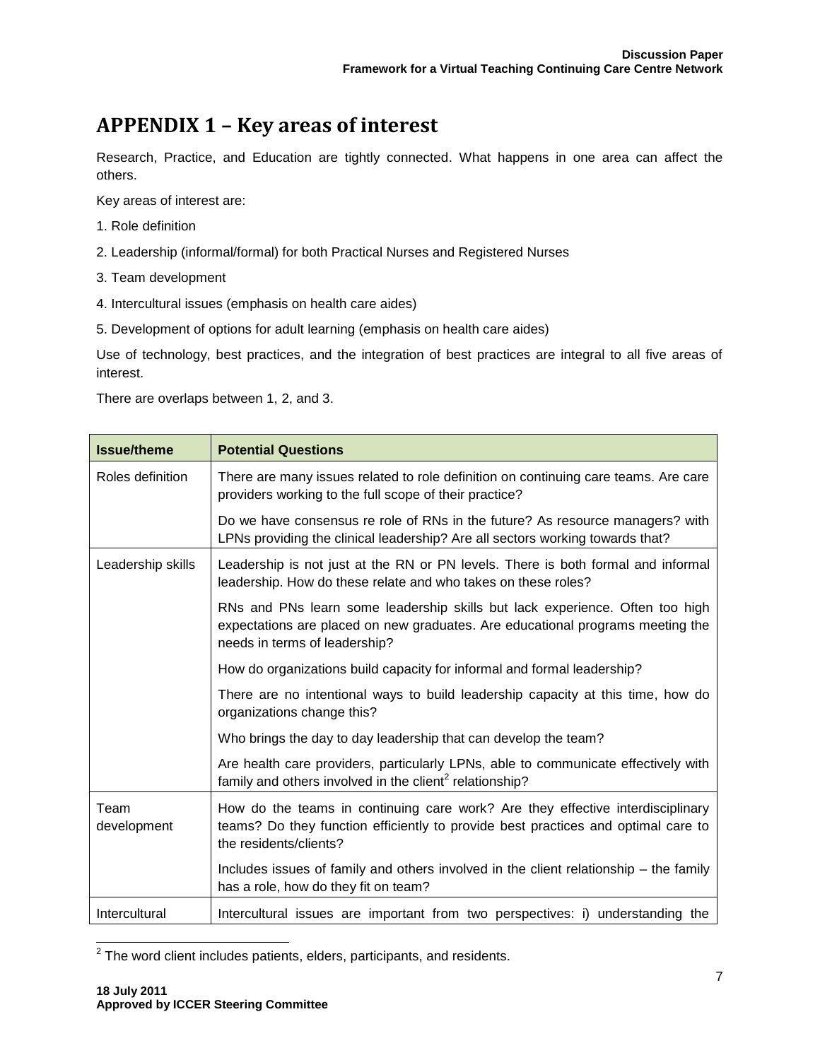# APPENDIX 1 – Key areas of interest

Research, Practice, and Education are tightly connected. What happens in one area can affect the others.

Key areas of interest are:

1. Role definition
2. Leadership (informal/formal) for both Practical Nurses and Registered Nurses
3. Team development
4. Intercultural issues (emphasis on health care aides)
5. Development of options for adult learning (emphasis on health care aides)

Use of technology, best practices, and the integration of best practices are integral to all five areas of interest.

There are overlaps between 1, 2, and 3.

| Issue/theme | Potential Questions |
|---|---|
| Roles definition | There are many issues related to role definition on continuing care teams. Are care providers working to the full scope of their practice? |
| | Do we have consensus re role of RNs in the future? As resource managers? with LPNs providing the clinical leadership? Are all sectors working towards that? |
| Leadership skills | Leadership is not just at the RN or PN levels. There is both formal and informal leadership. How do these relate and who takes on these roles? |
| | RNs and PNs learn some leadership skills but lack experience. Often too high expectations are placed on new graduates. Are educational programs meeting the needs in terms of leadership? |
| | How do organizations build capacity for informal and formal leadership? |
| | There are no intentional ways to build leadership capacity at this time, how do organizations change this? |
| | Who brings the day to day leadership that can develop the team? |
| | Are health care providers, particularly LPNs, able to communicate effectively with family and others involved in the client[2] relationship? |
| Team development | How do the teams in continuing care work? Are they effective interdisciplinary teams? Do they function efficiently to provide best practices and optimal care to the residents/clients? |
| | Includes issues of family and others involved in the client relationship – the family has a role, how do they fit on team? |
| Intercultural | Intercultural issues are important from two perspectives: i) understanding the |

[2] The word client includes patients, elders, participants, and residents.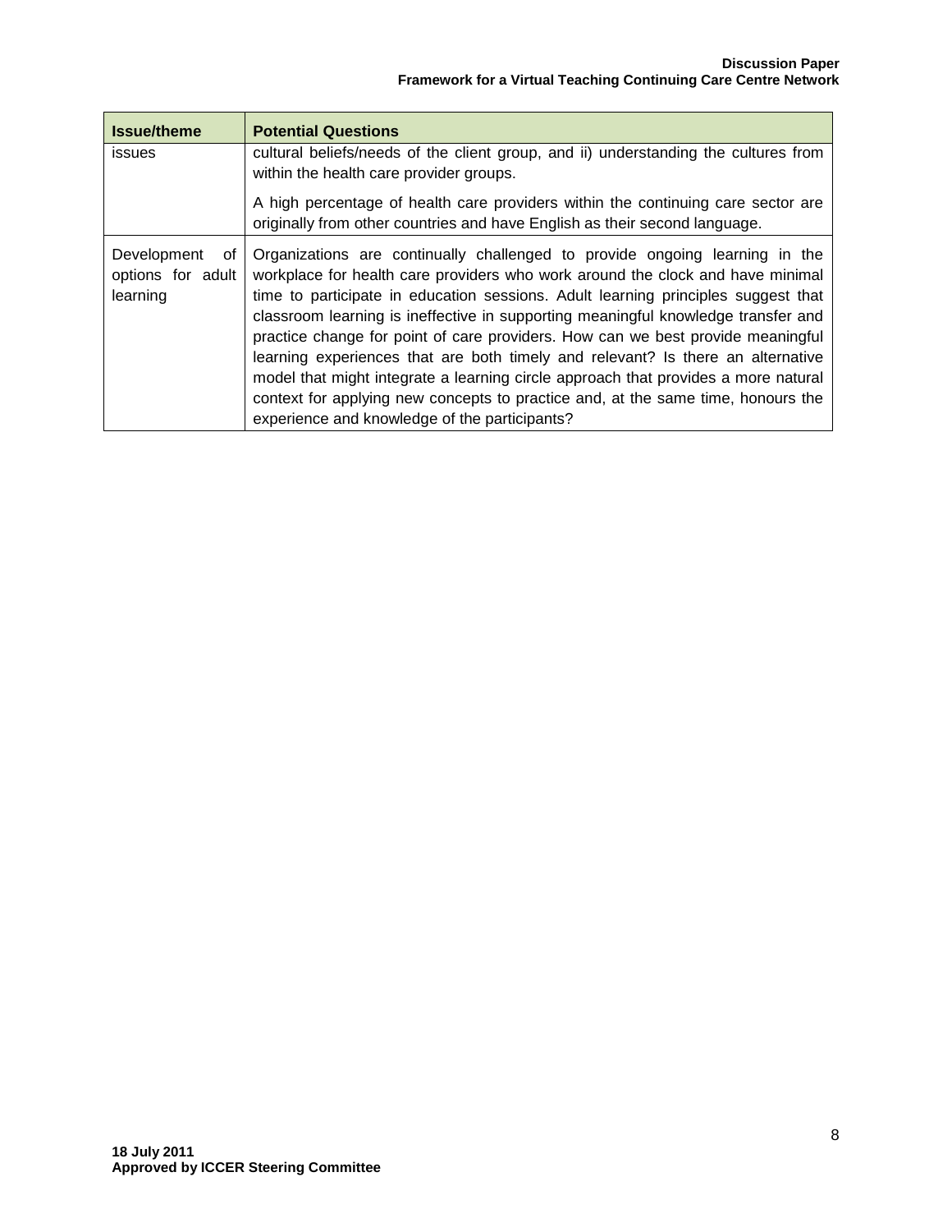| Issue/theme | Potential Questions |
|---|---|
| issues | cultural beliefs/needs of the client group, and ii) understanding the cultures from within the health care provider groups.<br><br>A high percentage of health care providers within the continuing care sector are originally from other countries and have English as their second language. |
| Development of options for adult learning | Organizations are continually challenged to provide ongoing learning in the workplace for health care providers who work around the clock and have minimal time to participate in education sessions. Adult learning principles suggest that classroom learning is ineffective in supporting meaningful knowledge transfer and practice change for point of care providers. How can we best provide meaningful learning experiences that are both timely and relevant? Is there an alternative model that might integrate a learning circle approach that provides a more natural context for applying new concepts to practice and, at the same time, honours the experience and knowledge of the participants? |